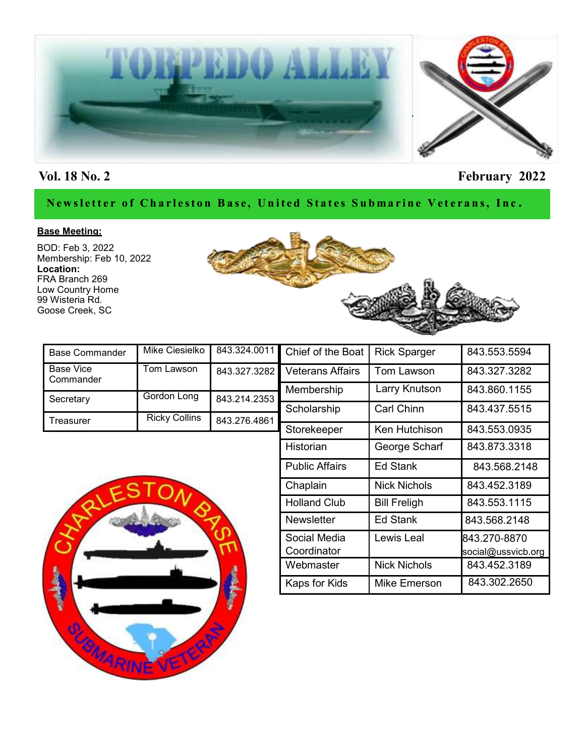# TORPEDO ALLEY

**Vol. 18 No. 2** **February 2022**

**Newsletter of Charleston Base, United States Submarine Veterans, Inc.**

**Base Meeting:**

BOD: Feb 3, 2022
Membership: Feb 10, 2022
**Location:**
FRA Branch 269
Low Country Home
99 Wisteria Rd.
Goose Creek, SC

| | | |
|---|---|---|
| Base Commander | Mike Ciesielko | 843.324.0011 |
| Base Vice Commander | Tom Lawson | 843.327.3282 |
| Secretary | Gordon Long | 843.214.2353 |
| Treasurer | Ricky Collins | 843.276.4861 |

| | | |
|---|---|---|
| Chief of the Boat | Rick Sparger | 843.553.5594 |
| Veterans Affairs | Tom Lawson | 843.327.3282 |
| Membership | Larry Knutson | 843.860.1155 |
| Scholarship | Carl Chinn | 843.437.5515 |
| Storekeeper | Ken Hutchison | 843.553.0935 |
| Historian | George Scharf | 843.873.3318 |
| Public Affairs | Ed Stank | 843.568.2148 |
| Chaplain | Nick Nichols | 843.452.3189 |
| Holland Club | Bill Freligh | 843.553.1115 |
| Newsletter | Ed Stank | 843.568.2148 |
| Social Media Coordinator | Lewis Leal | 843.270-8870 social@ussvicb.org |
| Webmaster | Nick Nichols | 843.452.3189 |
| Kaps for Kids | Mike Emerson | 843.302.2650 |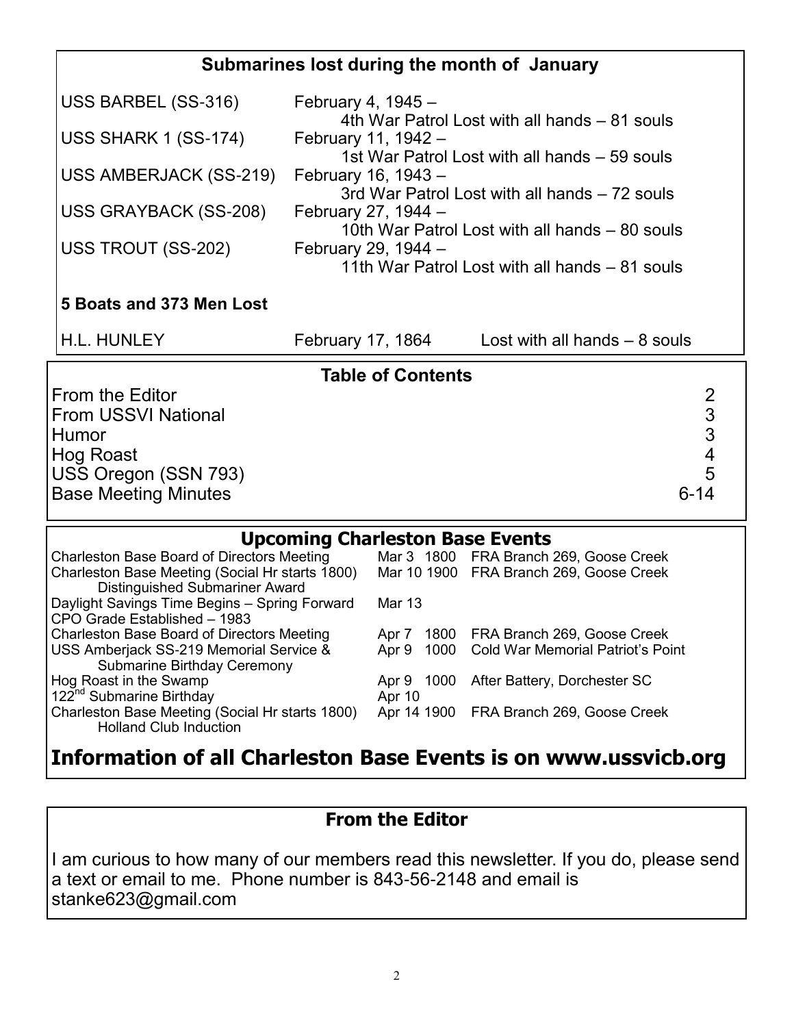## Submarines lost during the month of January

| | |
|---|---|
| USS BARBEL (SS-316) | February 4, 1945 – 4th War Patrol Lost with all hands – 81 souls |
| USS SHARK 1 (SS-174) | February 11, 1942 – 1st War Patrol Lost with all hands – 59 souls |
| USS AMBERJACK (SS-219) | February 16, 1943 – 3rd War Patrol Lost with all hands – 72 souls |
| USS GRAYBACK (SS-208) | February 27, 1944 – 10th War Patrol Lost with all hands – 80 souls |
| USS TROUT (SS-202) | February 29, 1944 – 11th War Patrol Lost with all hands – 81 souls |

**5 Boats and 373 Men Lost**

H.L. HUNLEY  February 17, 1864  Lost with all hands – 8 souls

## Table of Contents

| | |
|---|---|
| From the Editor | 2 |
| From USSVI National | 3 |
| Humor | 3 |
| Hog Roast | 4 |
| USS Oregon (SSN 793) | 5 |
| Base Meeting Minutes | 6-14 |

## Upcoming Charleston Base Events

| Event | Date/Time | Location |
|---|---|---|
| Charleston Base Board of Directors Meeting | Mar 3 1800 | FRA Branch 269, Goose Creek |
| Charleston Base Meeting (Social Hr starts 1800) Distinguished Submariner Award | Mar 10 1900 | FRA Branch 269, Goose Creek |
| Daylight Savings Time Begins – Spring Forward | Mar 13 | |
| CPO Grade Established – 1983 | | |
| Charleston Base Board of Directors Meeting | Apr 7 1800 | FRA Branch 269, Goose Creek |
| USS Amberjack SS-219 Memorial Service & Submarine Birthday Ceremony | Apr 9 1000 | Cold War Memorial Patriot's Point |
| Hog Roast in the Swamp | Apr 9 1000 | After Battery, Dorchester SC |
| 122nd Submarine Birthday | Apr 10 | |
| Charleston Base Meeting (Social Hr starts 1800) Holland Club Induction | Apr 14 1900 | FRA Branch 269, Goose Creek |

**Information of all Charleston Base Events is on www.ussvicb.org**

## From the Editor

I am curious to how many of our members read this newsletter. If you do, please send a text or email to me. Phone number is 843-56-2148 and email is stanke623@gmail.com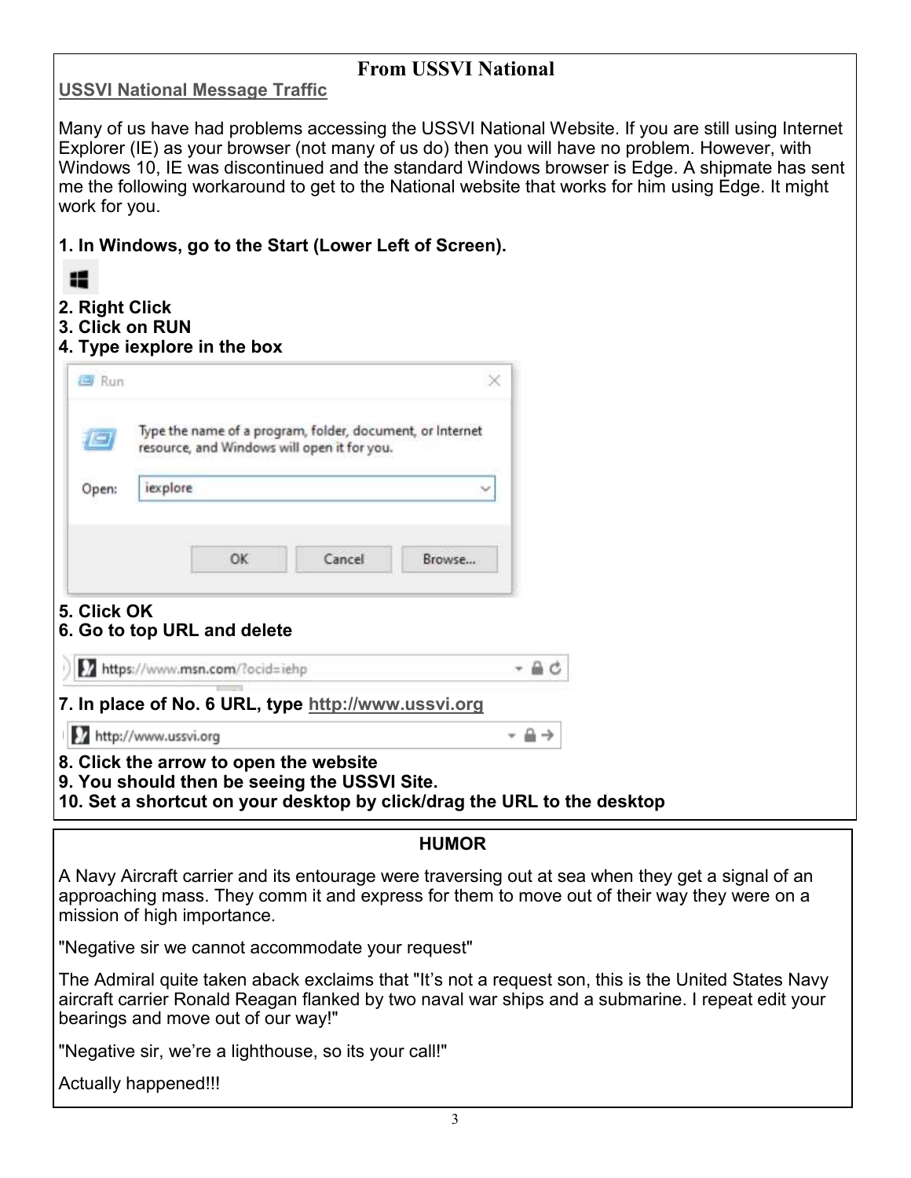## From USSVI National

**USSVI National Message Traffic**

Many of us have had problems accessing the USSVI National Website. If you are still using Internet Explorer (IE) as your browser (not many of us do) then you will have no problem. However, with Windows 10, IE was discontinued and the standard Windows browser is Edge. A shipmate has sent me the following workaround to get to the National website that works for him using Edge. It might work for you.

**1. In Windows, go to the Start (Lower Left of Screen).**

**2. Right Click**
**3. Click on RUN**
**4. Type iexplore in the box**

**5. Click OK**
**6. Go to top URL and delete**

**7. In place of No. 6 URL, type http://www.ussvi.org**

**8. Click the arrow to open the website**
**9. You should then be seeing the USSVI Site.**
**10. Set a shortcut on your desktop by click/drag the URL to the desktop**

## HUMOR

A Navy Aircraft carrier and its entourage were traversing out at sea when they get a signal of an approaching mass. They comm it and express for them to move out of their way they were on a mission of high importance.

"Negative sir we cannot accommodate your request"

The Admiral quite taken aback exclaims that "It's not a request son, this is the United States Navy aircraft carrier Ronald Reagan flanked by two naval war ships and a submarine. I repeat edit your bearings and move out of our way!"

"Negative sir, we're a lighthouse, so its your call!"

Actually happened!!!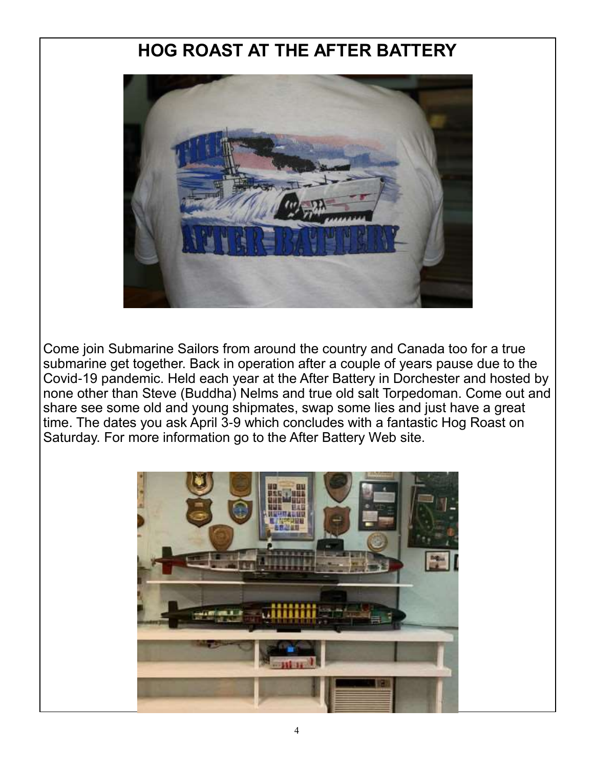# HOG ROAST AT THE AFTER BATTERY

Come join Submarine Sailors from around the country and Canada too for a true submarine get together. Back in operation after a couple of years pause due to the Covid-19 pandemic. Held each year at the After Battery in Dorchester and hosted by none other than Steve (Buddha) Nelms and true old salt Torpedoman. Come out and share see some old and young shipmates, swap some lies and just have a great time. The dates you ask April 3-9 which concludes with a fantastic Hog Roast on Saturday. For more information go to the After Battery Web site.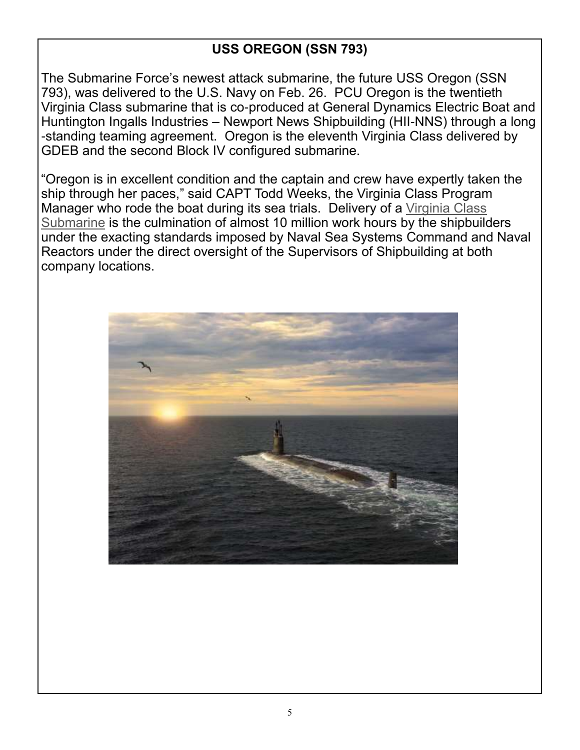## USS OREGON (SSN 793)

The Submarine Force's newest attack submarine, the future USS Oregon (SSN 793), was delivered to the U.S. Navy on Feb. 26. PCU Oregon is the twentieth Virginia Class submarine that is co-produced at General Dynamics Electric Boat and Huntington Ingalls Industries – Newport News Shipbuilding (HII-NNS) through a long-standing teaming agreement. Oregon is the eleventh Virginia Class delivered by GDEB and the second Block IV configured submarine.

"Oregon is in excellent condition and the captain and crew have expertly taken the ship through her paces," said CAPT Todd Weeks, the Virginia Class Program Manager who rode the boat during its sea trials. Delivery of a Virginia Class Submarine is the culmination of almost 10 million work hours by the shipbuilders under the exacting standards imposed by Naval Sea Systems Command and Naval Reactors under the direct oversight of the Supervisors of Shipbuilding at both company locations.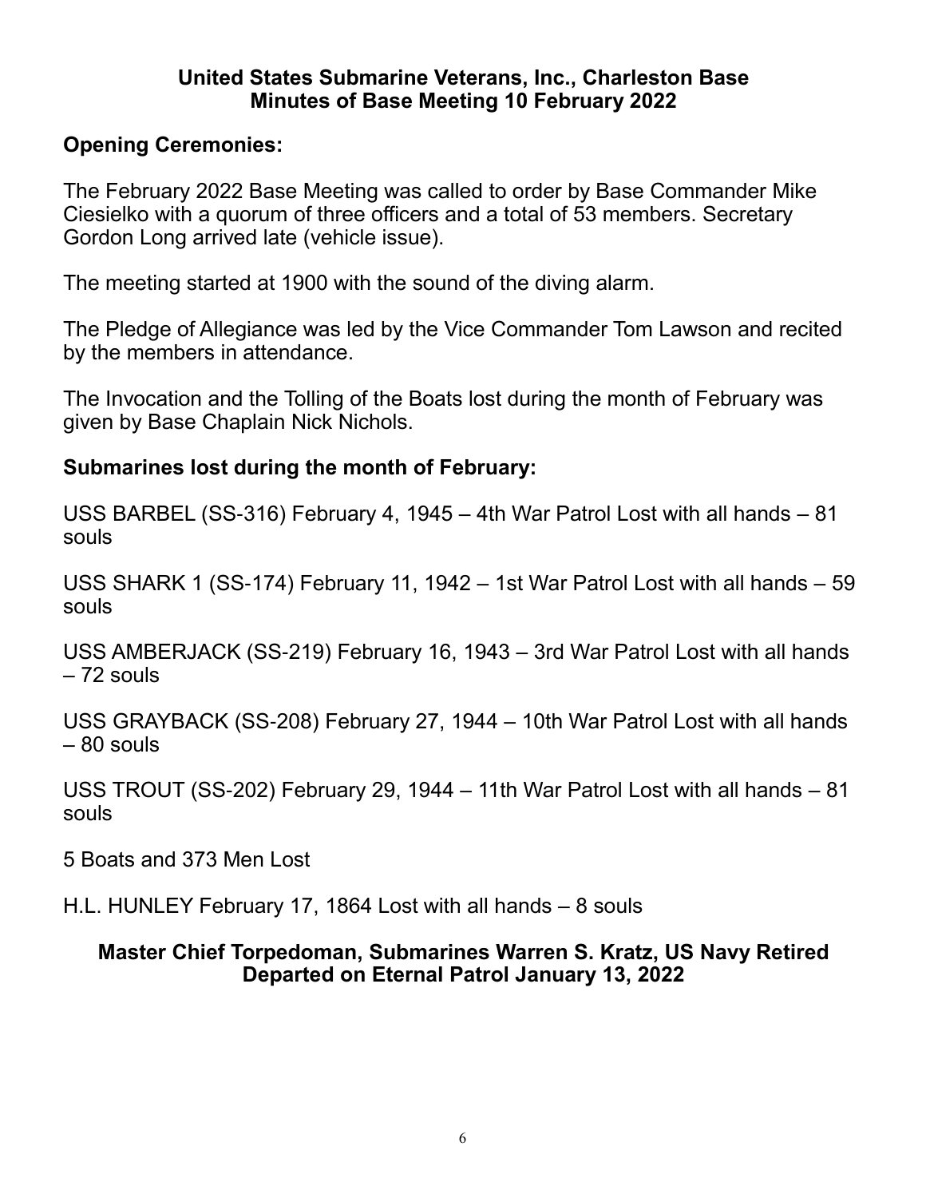**United States Submarine Veterans, Inc., Charleston Base**
**Minutes of Base Meeting 10 February 2022**

## Opening Ceremonies:

The February 2022 Base Meeting was called to order by Base Commander Mike Ciesielko with a quorum of three officers and a total of 53 members. Secretary Gordon Long arrived late (vehicle issue).

The meeting started at 1900 with the sound of the diving alarm.

The Pledge of Allegiance was led by the Vice Commander Tom Lawson and recited by the members in attendance.

The Invocation and the Tolling of the Boats lost during the month of February was given by Base Chaplain Nick Nichols.

## Submarines lost during the month of February:

USS BARBEL (SS-316) February 4, 1945 – 4th War Patrol Lost with all hands – 81 souls

USS SHARK 1 (SS-174) February 11, 1942 – 1st War Patrol Lost with all hands – 59 souls

USS AMBERJACK (SS-219) February 16, 1943 – 3rd War Patrol Lost with all hands – 72 souls

USS GRAYBACK (SS-208) February 27, 1944 – 10th War Patrol Lost with all hands – 80 souls

USS TROUT (SS-202) February 29, 1944 – 11th War Patrol Lost with all hands – 81 souls

5 Boats and 373 Men Lost

H.L. HUNLEY February 17, 1864 Lost with all hands – 8 souls

**Master Chief Torpedoman, Submarines Warren S. Kratz, US Navy Retired**
**Departed on Eternal Patrol January 13, 2022**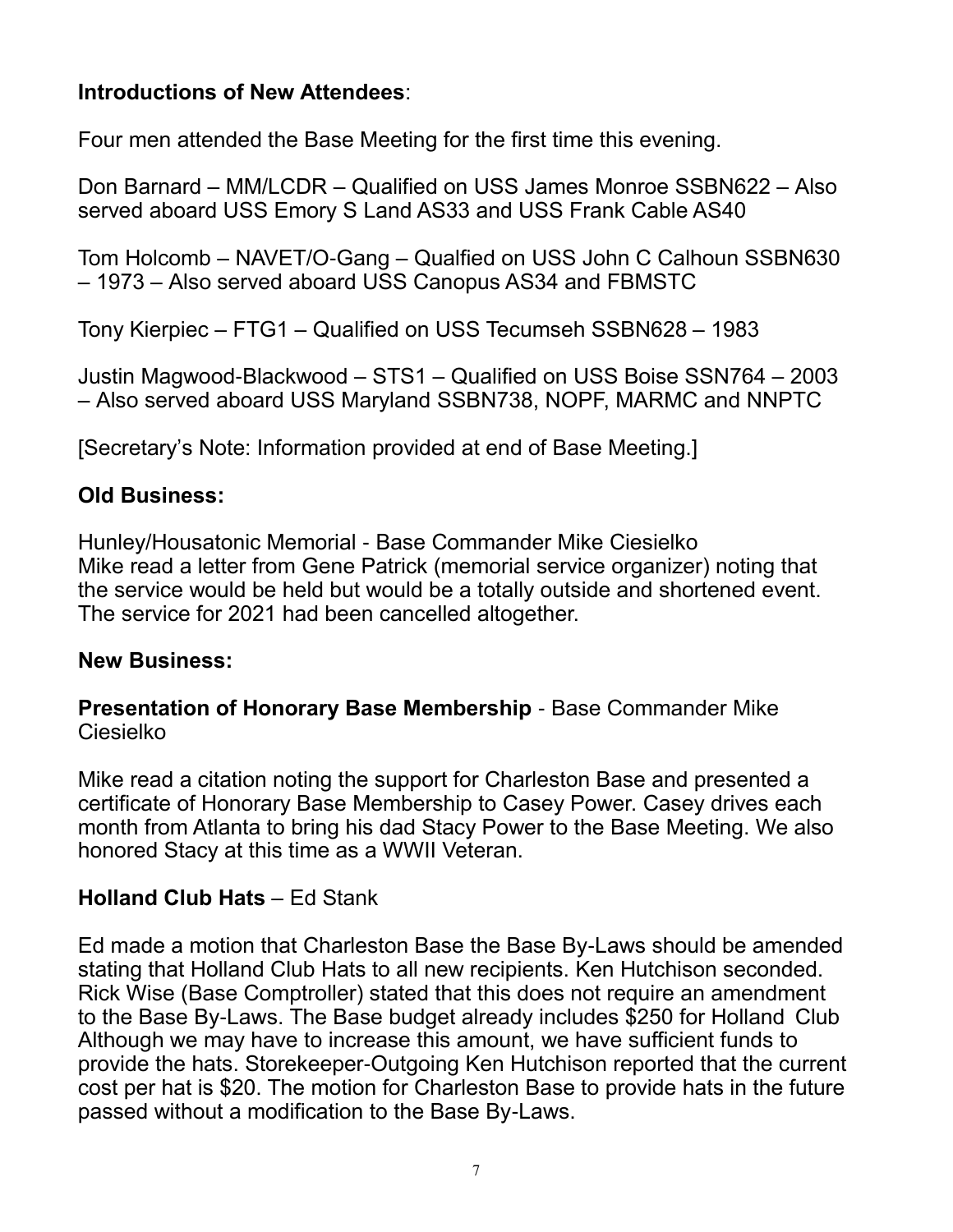**Introductions of New Attendees**:

Four men attended the Base Meeting for the first time this evening.

Don Barnard – MM/LCDR – Qualified on USS James Monroe SSBN622 – Also served aboard USS Emory S Land AS33 and USS Frank Cable AS40

Tom Holcomb – NAVET/O-Gang – Qualfied on USS John C Calhoun SSBN630 – 1973 – Also served aboard USS Canopus AS34 and FBMSTC

Tony Kierpiec – FTG1 – Qualified on USS Tecumseh SSBN628 – 1983

Justin Magwood-Blackwood – STS1 – Qualified on USS Boise SSN764 – 2003 – Also served aboard USS Maryland SSBN738, NOPF, MARMC and NNPTC

[Secretary's Note: Information provided at end of Base Meeting.]

**Old Business:**

Hunley/Housatonic Memorial - Base Commander Mike Ciesielko
Mike read a letter from Gene Patrick (memorial service organizer) noting that the service would be held but would be a totally outside and shortened event. The service for 2021 had been cancelled altogether.

**New Business:**

**Presentation of Honorary Base Membership** - Base Commander Mike Ciesielko

Mike read a citation noting the support for Charleston Base and presented a certificate of Honorary Base Membership to Casey Power. Casey drives each month from Atlanta to bring his dad Stacy Power to the Base Meeting. We also honored Stacy at this time as a WWII Veteran.

**Holland Club Hats** – Ed Stank

Ed made a motion that Charleston Base the Base By-Laws should be amended stating that Holland Club Hats to all new recipients. Ken Hutchison seconded. Rick Wise (Base Comptroller) stated that this does not require an amendment to the Base By-Laws. The Base budget already includes $250 for Holland Club Although we may have to increase this amount, we have sufficient funds to provide the hats. Storekeeper-Outgoing Ken Hutchison reported that the current cost per hat is $20. The motion for Charleston Base to provide hats in the future passed without a modification to the Base By-Laws.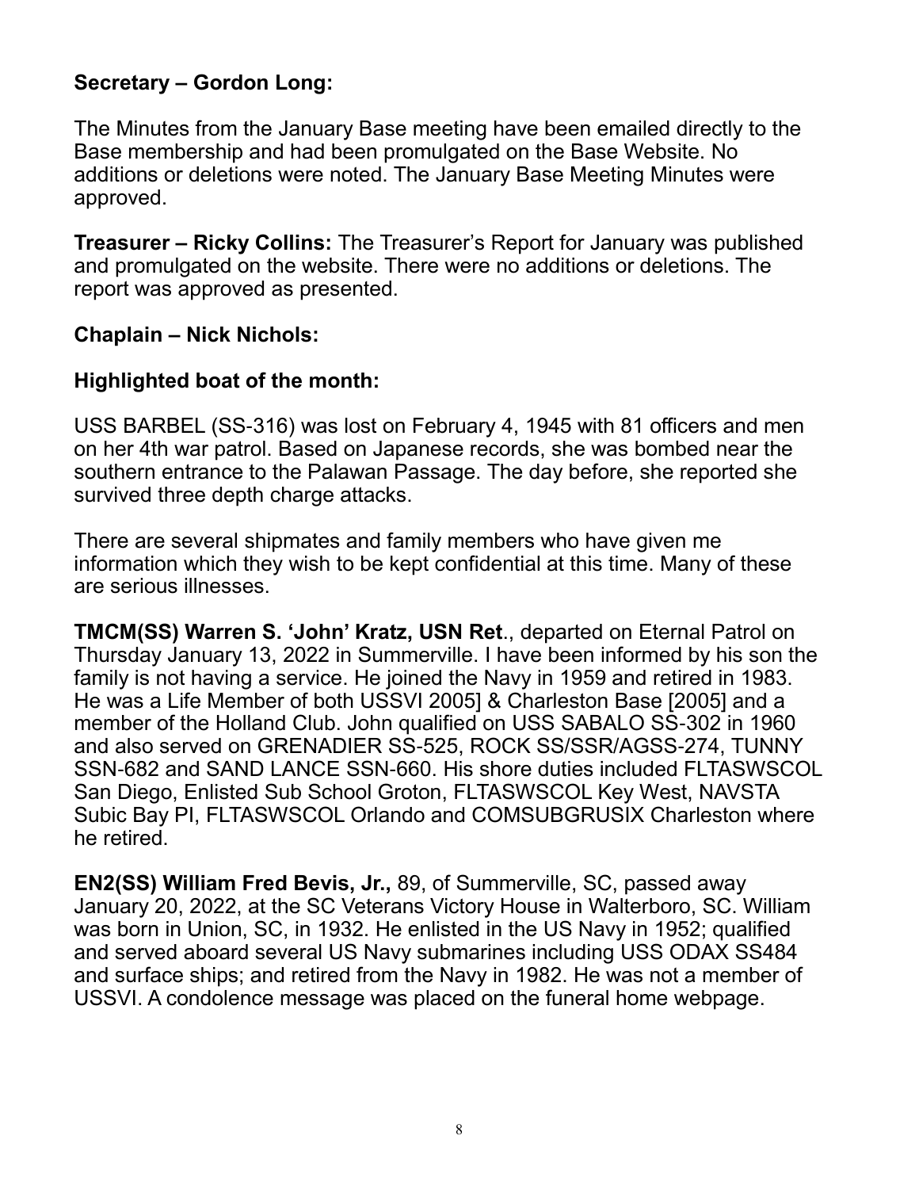**Secretary – Gordon Long:**

The Minutes from the January Base meeting have been emailed directly to the Base membership and had been promulgated on the Base Website. No additions or deletions were noted. The January Base Meeting Minutes were approved.

**Treasurer – Ricky Collins:** The Treasurer's Report for January was published and promulgated on the website. There were no additions or deletions. The report was approved as presented.

**Chaplain – Nick Nichols:**

**Highlighted boat of the month:**

USS BARBEL (SS-316) was lost on February 4, 1945 with 81 officers and men on her 4th war patrol. Based on Japanese records, she was bombed near the southern entrance to the Palawan Passage. The day before, she reported she survived three depth charge attacks.

There are several shipmates and family members who have given me information which they wish to be kept confidential at this time. Many of these are serious illnesses.

**TMCM(SS) Warren S. 'John' Kratz, USN Ret**., departed on Eternal Patrol on Thursday January 13, 2022 in Summerville. I have been informed by his son the family is not having a service. He joined the Navy in 1959 and retired in 1983. He was a Life Member of both USSVI 2005] & Charleston Base [2005] and a member of the Holland Club. John qualified on USS SABALO SS-302 in 1960 and also served on GRENADIER SS-525, ROCK SS/SSR/AGSS-274, TUNNY SSN-682 and SAND LANCE SSN-660. His shore duties included FLTASWSCOL San Diego, Enlisted Sub School Groton, FLTASWSCOL Key West, NAVSTA Subic Bay PI, FLTASWSCOL Orlando and COMSUBGRUSIX Charleston where he retired.

**EN2(SS) William Fred Bevis, Jr.,** 89, of Summerville, SC, passed away January 20, 2022, at the SC Veterans Victory House in Walterboro, SC. William was born in Union, SC, in 1932. He enlisted in the US Navy in 1952; qualified and served aboard several US Navy submarines including USS ODAX SS484 and surface ships; and retired from the Navy in 1982. He was not a member of USSVI. A condolence message was placed on the funeral home webpage.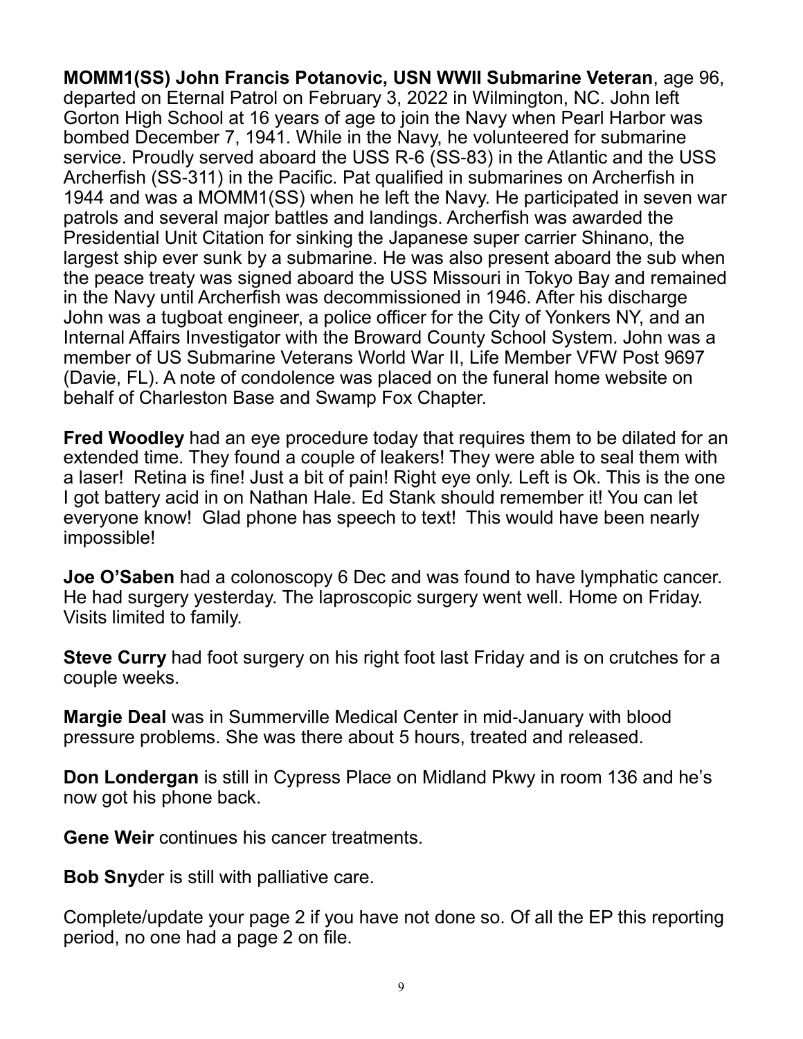**MOMM1(SS) John Francis Potanovic, USN WWII Submarine Veteran**, age 96, departed on Eternal Patrol on February 3, 2022 in Wilmington, NC. John left Gorton High School at 16 years of age to join the Navy when Pearl Harbor was bombed December 7, 1941. While in the Navy, he volunteered for submarine service. Proudly served aboard the USS R-6 (SS-83) in the Atlantic and the USS Archerfish (SS-311) in the Pacific. Pat qualified in submarines on Archerfish in 1944 and was a MOMM1(SS) when he left the Navy. He participated in seven war patrols and several major battles and landings. Archerfish was awarded the Presidential Unit Citation for sinking the Japanese super carrier Shinano, the largest ship ever sunk by a submarine. He was also present aboard the sub when the peace treaty was signed aboard the USS Missouri in Tokyo Bay and remained in the Navy until Archerfish was decommissioned in 1946. After his discharge John was a tugboat engineer, a police officer for the City of Yonkers NY, and an Internal Affairs Investigator with the Broward County School System. John was a member of US Submarine Veterans World War II, Life Member VFW Post 9697 (Davie, FL). A note of condolence was placed on the funeral home website on behalf of Charleston Base and Swamp Fox Chapter.

**Fred Woodley** had an eye procedure today that requires them to be dilated for an extended time. They found a couple of leakers! They were able to seal them with a laser! Retina is fine! Just a bit of pain! Right eye only. Left is Ok. This is the one I got battery acid in on Nathan Hale. Ed Stank should remember it! You can let everyone know! Glad phone has speech to text! This would have been nearly impossible!

**Joe O'Saben** had a colonoscopy 6 Dec and was found to have lymphatic cancer. He had surgery yesterday. The laproscopic surgery went well. Home on Friday. Visits limited to family.

**Steve Curry** had foot surgery on his right foot last Friday and is on crutches for a couple weeks.

**Margie Deal** was in Summerville Medical Center in mid-January with blood pressure problems. She was there about 5 hours, treated and released.

**Don Londergan** is still in Cypress Place on Midland Pkwy in room 136 and he's now got his phone back.

**Gene Weir** continues his cancer treatments.

**Bob Sny**der is still with palliative care.

Complete/update your page 2 if you have not done so. Of all the EP this reporting period, no one had a page 2 on file.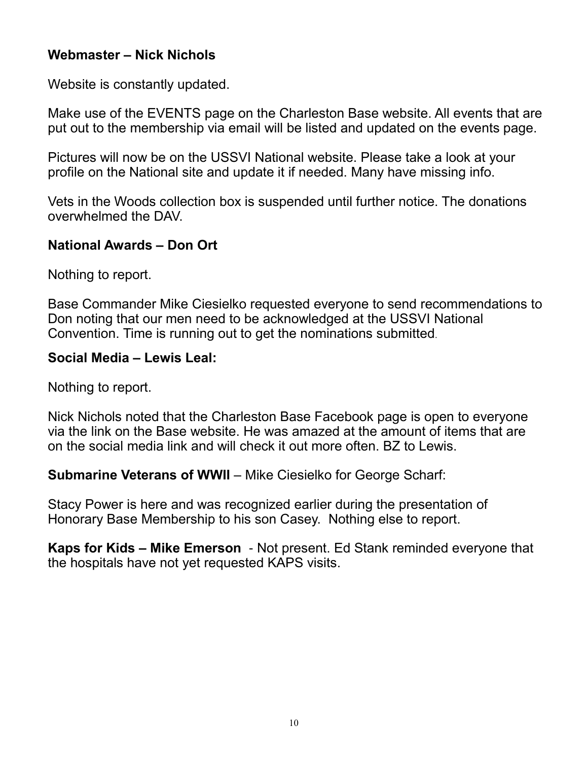**Webmaster – Nick Nichols**

Website is constantly updated.

Make use of the EVENTS page on the Charleston Base website. All events that are put out to the membership via email will be listed and updated on the events page.

Pictures will now be on the USSVI National website. Please take a look at your profile on the National site and update it if needed. Many have missing info.

Vets in the Woods collection box is suspended until further notice. The donations overwhelmed the DAV.

**National Awards – Don Ort**

Nothing to report.

Base Commander Mike Ciesielko requested everyone to send recommendations to Don noting that our men need to be acknowledged at the USSVI National Convention. Time is running out to get the nominations submitted.

**Social Media – Lewis Leal:**

Nothing to report.

Nick Nichols noted that the Charleston Base Facebook page is open to everyone via the link on the Base website. He was amazed at the amount of items that are on the social media link and will check it out more often. BZ to Lewis.

**Submarine Veterans of WWII** – Mike Ciesielko for George Scharf:

Stacy Power is here and was recognized earlier during the presentation of Honorary Base Membership to his son Casey. Nothing else to report.

**Kaps for Kids – Mike Emerson** - Not present. Ed Stank reminded everyone that the hospitals have not yet requested KAPS visits.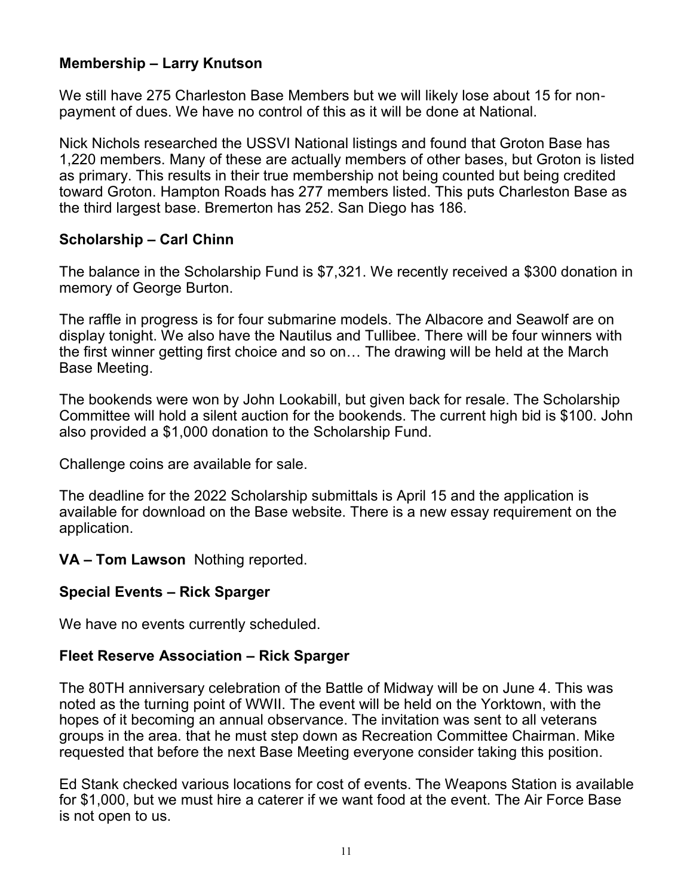**Membership – Larry Knutson**

We still have 275 Charleston Base Members but we will likely lose about 15 for non-payment of dues. We have no control of this as it will be done at National.

Nick Nichols researched the USSVI National listings and found that Groton Base has 1,220 members. Many of these are actually members of other bases, but Groton is listed as primary. This results in their true membership not being counted but being credited toward Groton. Hampton Roads has 277 members listed. This puts Charleston Base as the third largest base. Bremerton has 252. San Diego has 186.

**Scholarship – Carl Chinn**

The balance in the Scholarship Fund is $7,321. We recently received a $300 donation in memory of George Burton.

The raffle in progress is for four submarine models. The Albacore and Seawolf are on display tonight. We also have the Nautilus and Tullibee. There will be four winners with the first winner getting first choice and so on… The drawing will be held at the March Base Meeting.

The bookends were won by John Lookabill, but given back for resale. The Scholarship Committee will hold a silent auction for the bookends. The current high bid is $100. John also provided a $1,000 donation to the Scholarship Fund.

Challenge coins are available for sale.

The deadline for the 2022 Scholarship submittals is April 15 and the application is available for download on the Base website. There is a new essay requirement on the application.

**VA – Tom Lawson** Nothing reported.

**Special Events – Rick Sparger**

We have no events currently scheduled.

**Fleet Reserve Association – Rick Sparger**

The 80TH anniversary celebration of the Battle of Midway will be on June 4. This was noted as the turning point of WWII. The event will be held on the Yorktown, with the hopes of it becoming an annual observance. The invitation was sent to all veterans groups in the area. that he must step down as Recreation Committee Chairman. Mike requested that before the next Base Meeting everyone consider taking this position.

Ed Stank checked various locations for cost of events. The Weapons Station is available for $1,000, but we must hire a caterer if we want food at the event. The Air Force Base is not open to us.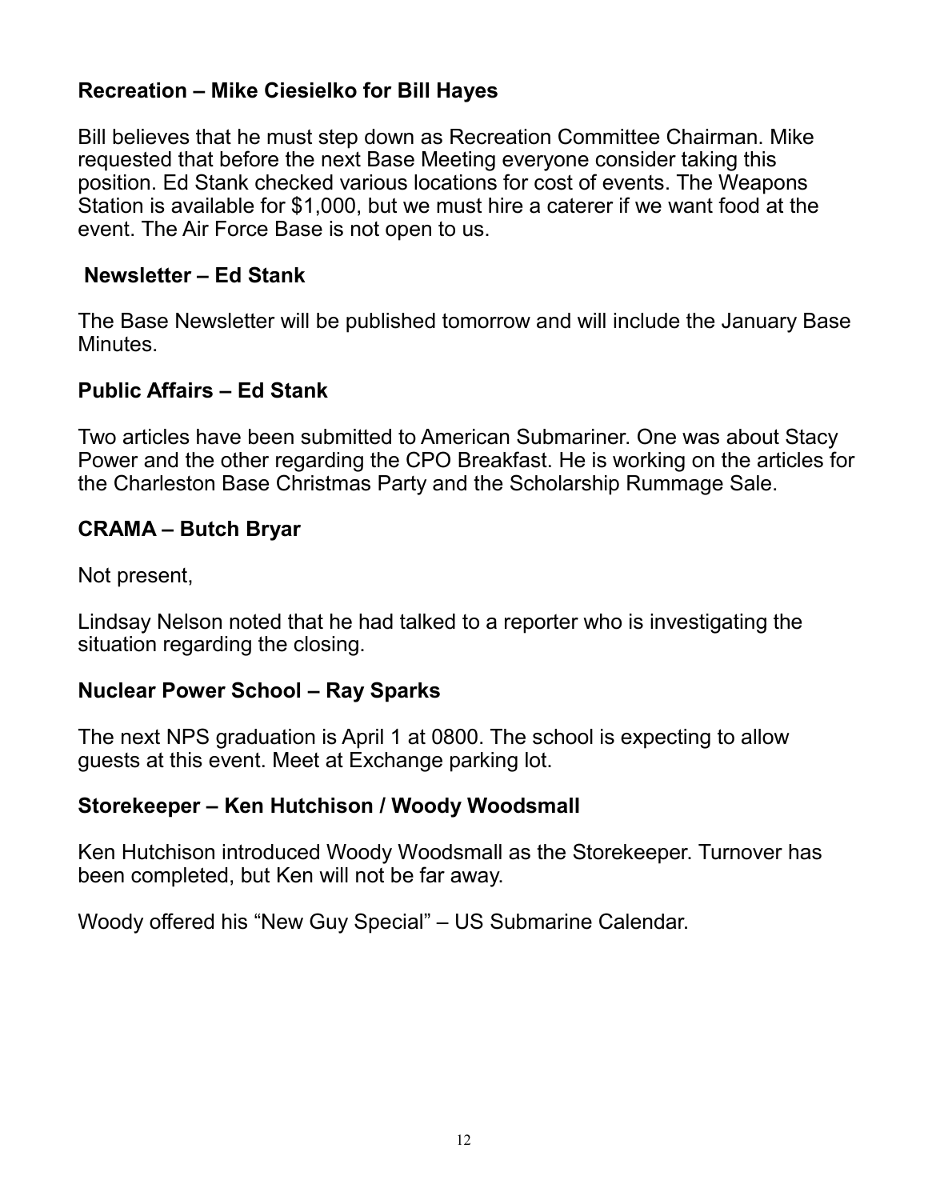**Recreation – Mike Ciesielko for Bill Hayes**

Bill believes that he must step down as Recreation Committee Chairman. Mike requested that before the next Base Meeting everyone consider taking this position. Ed Stank checked various locations for cost of events. The Weapons Station is available for $1,000, but we must hire a caterer if we want food at the event. The Air Force Base is not open to us.

**Newsletter – Ed Stank**

The Base Newsletter will be published tomorrow and will include the January Base Minutes.

**Public Affairs – Ed Stank**

Two articles have been submitted to American Submariner. One was about Stacy Power and the other regarding the CPO Breakfast. He is working on the articles for the Charleston Base Christmas Party and the Scholarship Rummage Sale.

**CRAMA – Butch Bryar**

Not present,

Lindsay Nelson noted that he had talked to a reporter who is investigating the situation regarding the closing.

**Nuclear Power School – Ray Sparks**

The next NPS graduation is April 1 at 0800. The school is expecting to allow guests at this event. Meet at Exchange parking lot.

**Storekeeper – Ken Hutchison / Woody Woodsmall**

Ken Hutchison introduced Woody Woodsmall as the Storekeeper. Turnover has been completed, but Ken will not be far away.

Woody offered his "New Guy Special" – US Submarine Calendar.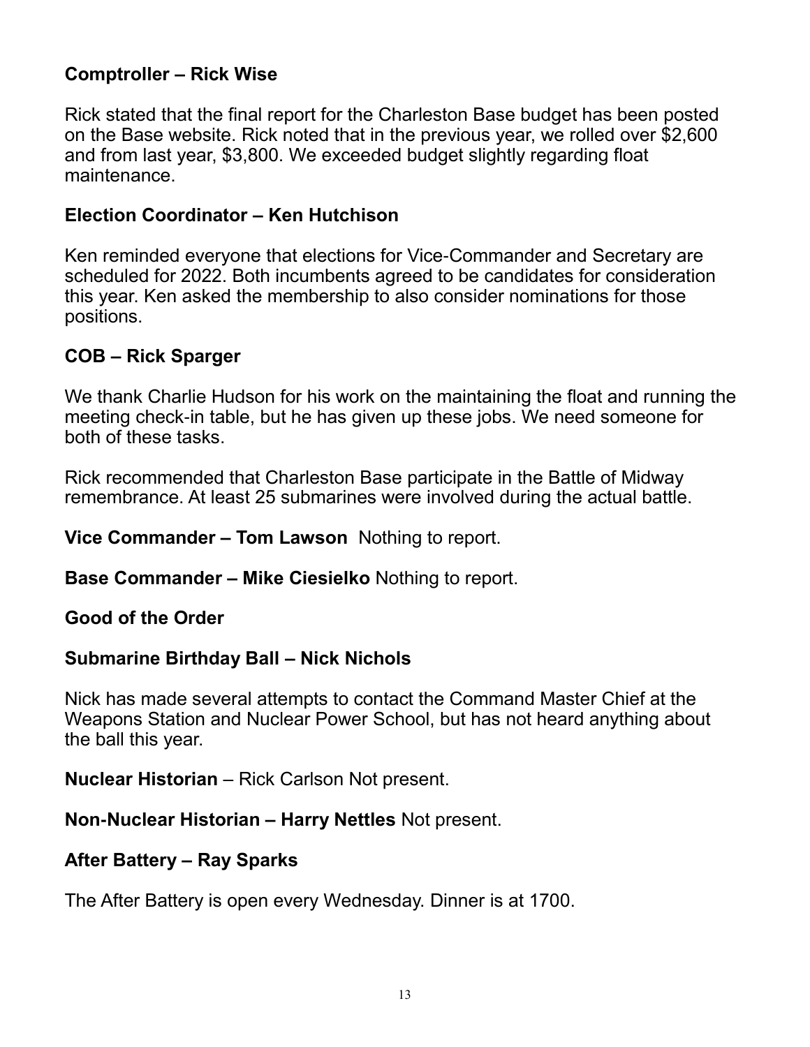**Comptroller – Rick Wise**

Rick stated that the final report for the Charleston Base budget has been posted on the Base website. Rick noted that in the previous year, we rolled over $2,600 and from last year, $3,800. We exceeded budget slightly regarding float maintenance.

**Election Coordinator – Ken Hutchison**

Ken reminded everyone that elections for Vice-Commander and Secretary are scheduled for 2022. Both incumbents agreed to be candidates for consideration this year. Ken asked the membership to also consider nominations for those positions.

**COB – Rick Sparger**

We thank Charlie Hudson for his work on the maintaining the float and running the meeting check-in table, but he has given up these jobs. We need someone for both of these tasks.

Rick recommended that Charleston Base participate in the Battle of Midway remembrance. At least 25 submarines were involved during the actual battle.

**Vice Commander – Tom Lawson** Nothing to report.

**Base Commander – Mike Ciesielko** Nothing to report.

**Good of the Order**

**Submarine Birthday Ball – Nick Nichols**

Nick has made several attempts to contact the Command Master Chief at the Weapons Station and Nuclear Power School, but has not heard anything about the ball this year.

**Nuclear Historian** – Rick Carlson Not present.

**Non-Nuclear Historian – Harry Nettles** Not present.

**After Battery – Ray Sparks**

The After Battery is open every Wednesday. Dinner is at 1700.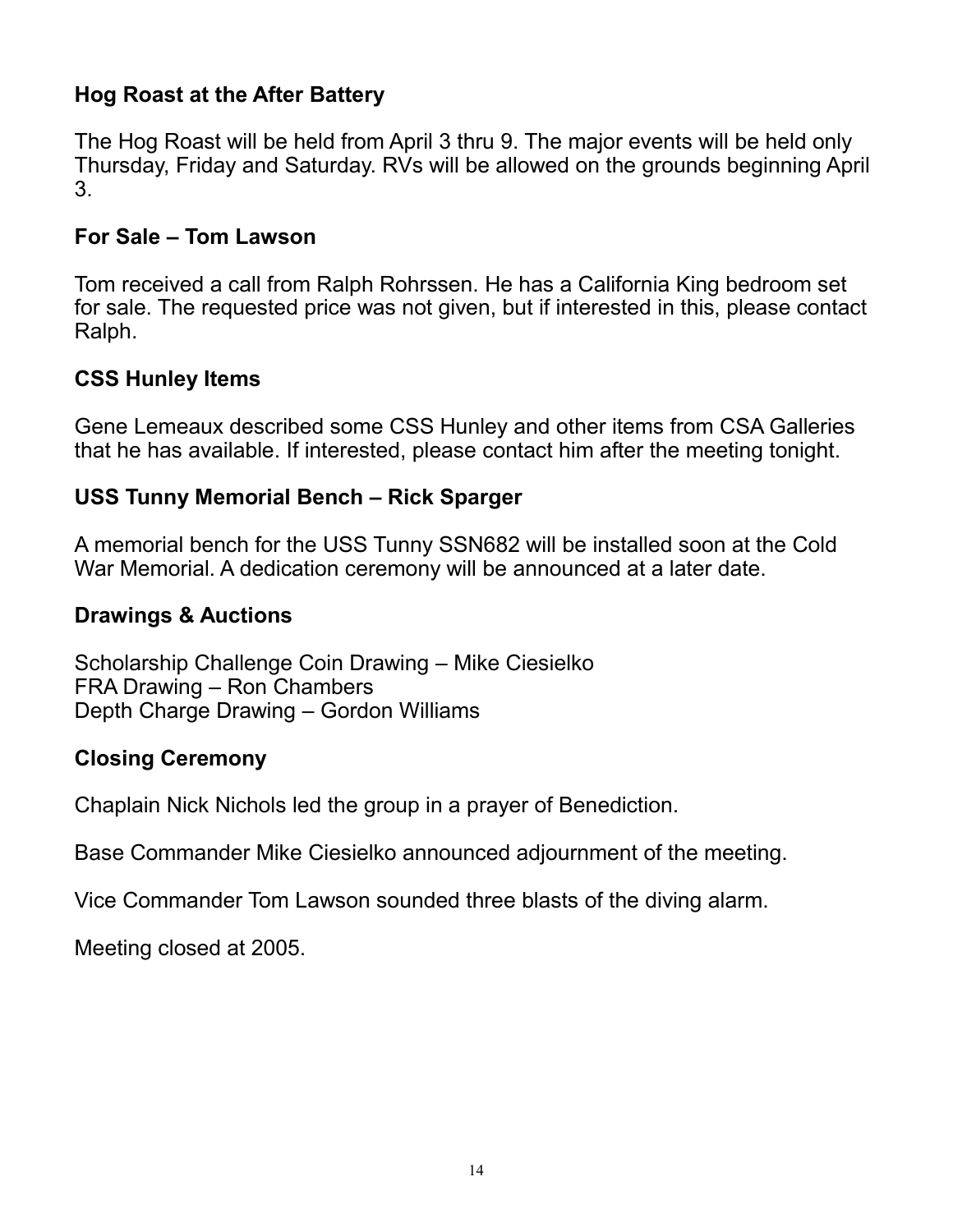### Hog Roast at the After Battery

The Hog Roast will be held from April 3 thru 9. The major events will be held only Thursday, Friday and Saturday. RVs will be allowed on the grounds beginning April 3.

### For Sale – Tom Lawson

Tom received a call from Ralph Rohrssen. He has a California King bedroom set for sale. The requested price was not given, but if interested in this, please contact Ralph.

### CSS Hunley Items

Gene Lemeaux described some CSS Hunley and other items from CSA Galleries that he has available. If interested, please contact him after the meeting tonight.

### USS Tunny Memorial Bench – Rick Sparger

A memorial bench for the USS Tunny SSN682 will be installed soon at the Cold War Memorial. A dedication ceremony will be announced at a later date.

### Drawings & Auctions

Scholarship Challenge Coin Drawing – Mike Ciesielko
FRA Drawing – Ron Chambers
Depth Charge Drawing – Gordon Williams

### Closing Ceremony

Chaplain Nick Nichols led the group in a prayer of Benediction.

Base Commander Mike Ciesielko announced adjournment of the meeting.

Vice Commander Tom Lawson sounded three blasts of the diving alarm.

Meeting closed at 2005.